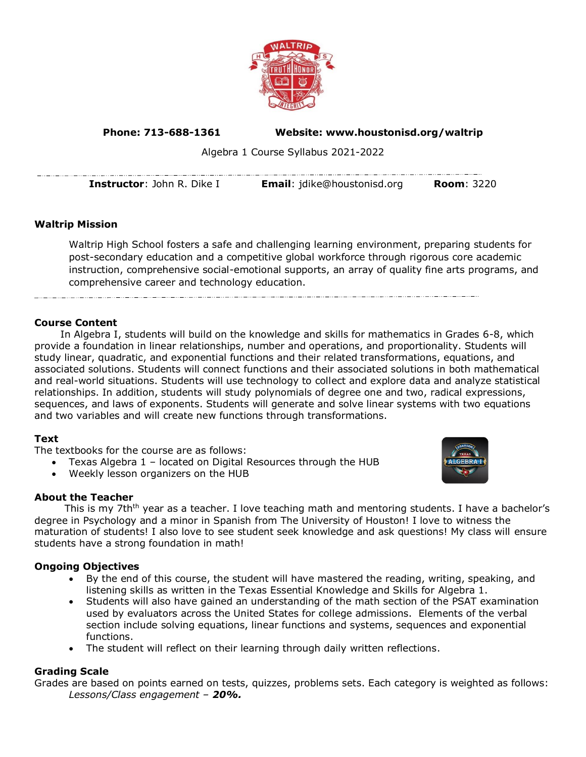**Phone: 713-688-1361** **Website: www.houstonisd.org/waltrip**

Algebra 1 Course Syllabus 2021-2022

**Instructor**: John R. Dike I **Email**: jdike@houstonisd.org **Room**: 3220

## Waltrip Mission

Waltrip High School fosters a safe and challenging learning environment, preparing students for post-secondary education and a competitive global workforce through rigorous core academic instruction, comprehensive social-emotional supports, an array of quality fine arts programs, and comprehensive career and technology education.

## Course Content

In Algebra I, students will build on the knowledge and skills for mathematics in Grades 6-8, which provide a foundation in linear relationships, number and operations, and proportionality. Students will study linear, quadratic, and exponential functions and their related transformations, equations, and associated solutions. Students will connect functions and their associated solutions in both mathematical and real-world situations. Students will use technology to collect and explore data and analyze statistical relationships. In addition, students will study polynomials of degree one and two, radical expressions, sequences, and laws of exponents. Students will generate and solve linear systems with two equations and two variables and will create new functions through transformations.

## Text

The textbooks for the course are as follows:

- Texas Algebra 1 – located on Digital Resources through the HUB
- Weekly lesson organizers on the HUB

## About the Teacher

This is my 7th[th] year as a teacher. I love teaching math and mentoring students. I have a bachelor's degree in Psychology and a minor in Spanish from The University of Houston! I love to witness the maturation of students! I also love to see student seek knowledge and ask questions! My class will ensure students have a strong foundation in math!

## Ongoing Objectives

- By the end of this course, the student will have mastered the reading, writing, speaking, and listening skills as written in the Texas Essential Knowledge and Skills for Algebra 1.
- Students will also have gained an understanding of the math section of the PSAT examination used by evaluators across the United States for college admissions. Elements of the verbal section include solving equations, linear functions and systems, sequences and exponential functions.
- The student will reflect on their learning through daily written reflections.

## Grading Scale

Grades are based on points earned on tests, quizzes, problems sets. Each category is weighted as follows:

*Lessons/Class engagement* – ***20%.***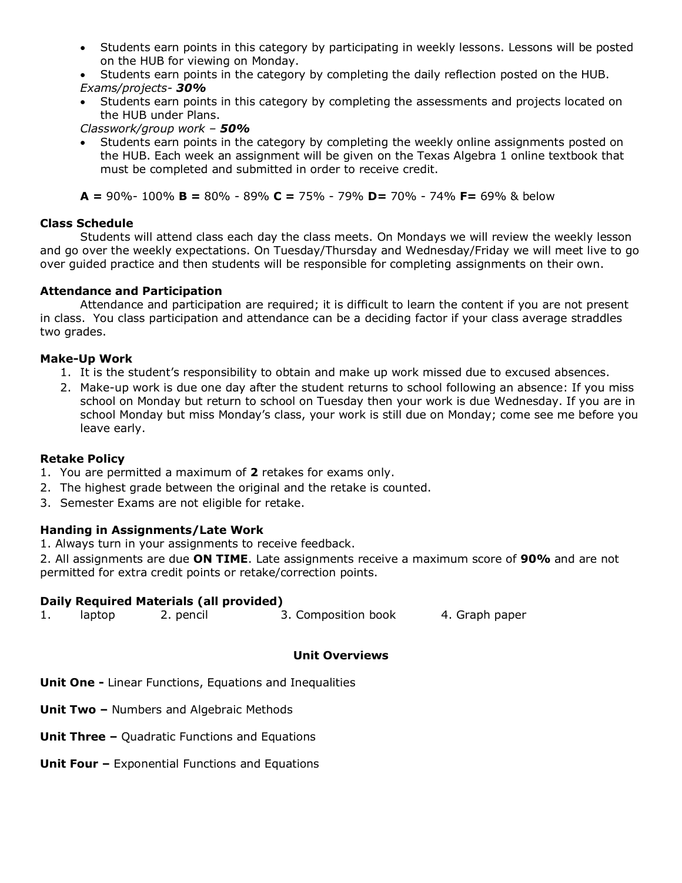- Students earn points in this category by participating in weekly lessons. Lessons will be posted on the HUB for viewing on Monday.
- Students earn points in the category by completing the daily reflection posted on the HUB.

*Exams/projects- **30%***

- Students earn points in this category by completing the assessments and projects located on the HUB under Plans.

*Classwork/group work – **50%***

- Students earn points in the category by completing the weekly online assignments posted on the HUB. Each week an assignment will be given on the Texas Algebra 1 online textbook that must be completed and submitted in order to receive credit.

**A =** 90%- 100% **B =** 80% - 89% **C =** 75% - 79% **D=** 70% - 74% **F=** 69% & below

### Class Schedule

Students will attend class each day the class meets. On Mondays we will review the weekly lesson and go over the weekly expectations. On Tuesday/Thursday and Wednesday/Friday we will meet live to go over guided practice and then students will be responsible for completing assignments on their own.

### Attendance and Participation

Attendance and participation are required; it is difficult to learn the content if you are not present in class. You class participation and attendance can be a deciding factor if your class average straddles two grades.

### Make-Up Work

1. It is the student's responsibility to obtain and make up work missed due to excused absences.
2. Make-up work is due one day after the student returns to school following an absence: If you miss school on Monday but return to school on Tuesday then your work is due Wednesday. If you are in school Monday but miss Monday's class, your work is still due on Monday; come see me before you leave early.

### Retake Policy

1. You are permitted a maximum of **2** retakes for exams only.
2. The highest grade between the original and the retake is counted.
3. Semester Exams are not eligible for retake.

### Handing in Assignments/Late Work

1. Always turn in your assignments to receive feedback.
2. All assignments are due **ON TIME**. Late assignments receive a maximum score of **90%** and are not permitted for extra credit points or retake/correction points.

### Daily Required Materials (all provided)

1. laptop 2. pencil 3. Composition book 4. Graph paper

## Unit Overviews

**Unit One -** Linear Functions, Equations and Inequalities

**Unit Two –** Numbers and Algebraic Methods

**Unit Three –** Quadratic Functions and Equations

**Unit Four –** Exponential Functions and Equations